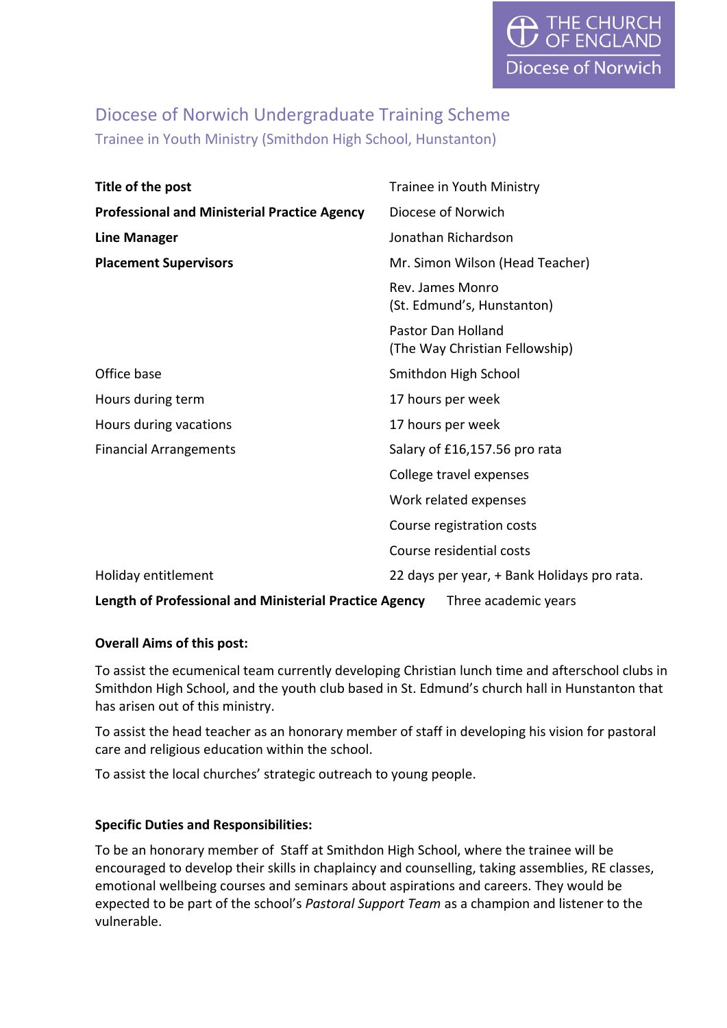THE CHURCH OF ENGLAND
Diocese of Norwich

# Diocese of Norwich Undergraduate Training Scheme

## Trainee in Youth Ministry (Smithdon High School, Hunstanton)

| | |
|---|---|
| **Title of the post** | Trainee in Youth Ministry |
| **Professional and Ministerial Practice Agency** | Diocese of Norwich |
| **Line Manager** | Jonathan Richardson |
| **Placement Supervisors** | Mr. Simon Wilson (Head Teacher) |
| | Rev. James Monro (St. Edmund's, Hunstanton) |
| | Pastor Dan Holland (The Way Christian Fellowship) |
| Office base | Smithdon High School |
| Hours during term | 17 hours per week |
| Hours during vacations | 17 hours per week |
| Financial Arrangements | Salary of £16,157.56 pro rata |
| | College travel expenses |
| | Work related expenses |
| | Course registration costs |
| | Course residential costs |
| Holiday entitlement | 22 days per year, + Bank Holidays pro rata. |
| **Length of Professional and Ministerial Practice Agency** | Three academic years |

**Overall Aims of this post:**

To assist the ecumenical team currently developing Christian lunch time and afterschool clubs in Smithdon High School, and the youth club based in St. Edmund's church hall in Hunstanton that has arisen out of this ministry.

To assist the head teacher as an honorary member of staff in developing his vision for pastoral care and religious education within the school.

To assist the local churches' strategic outreach to young people.

**Specific Duties and Responsibilities:**

To be an honorary member of Staff at Smithdon High School, where the trainee will be encouraged to develop their skills in chaplaincy and counselling, taking assemblies, RE classes, emotional wellbeing courses and seminars about aspirations and careers. They would be expected to be part of the school's *Pastoral Support Team* as a champion and listener to the vulnerable.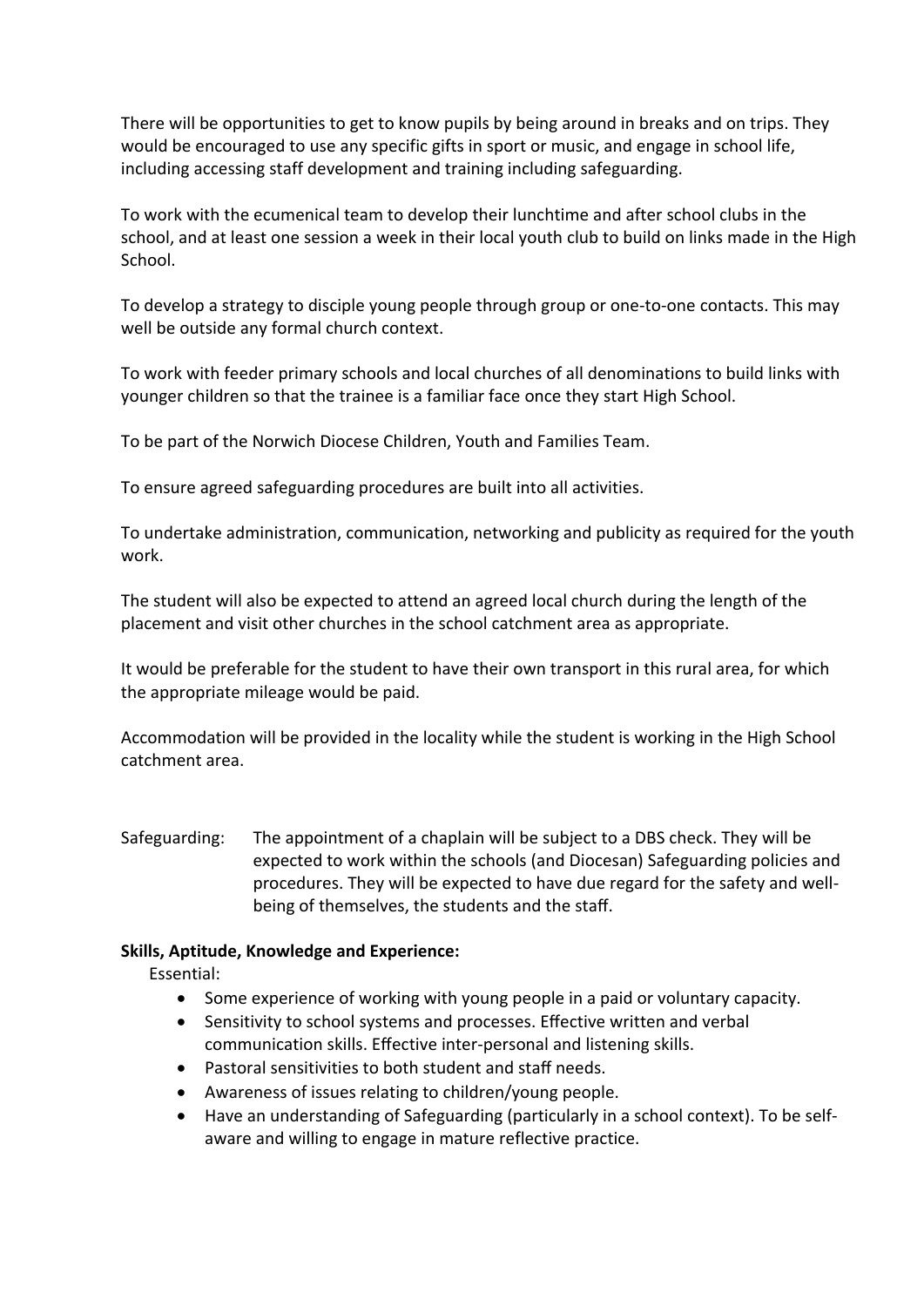There will be opportunities to get to know pupils by being around in breaks and on trips. They would be encouraged to use any specific gifts in sport or music, and engage in school life, including accessing staff development and training including safeguarding.

To work with the ecumenical team to develop their lunchtime and after school clubs in the school, and at least one session a week in their local youth club to build on links made in the High School.

To develop a strategy to disciple young people through group or one-to-one contacts. This may well be outside any formal church context.

To work with feeder primary schools and local churches of all denominations to build links with younger children so that the trainee is a familiar face once they start High School.

To be part of the Norwich Diocese Children, Youth and Families Team.

To ensure agreed safeguarding procedures are built into all activities.

To undertake administration, communication, networking and publicity as required for the youth work.

The student will also be expected to attend an agreed local church during the length of the placement and visit other churches in the school catchment area as appropriate.

It would be preferable for the student to have their own transport in this rural area, for which the appropriate mileage would be paid.

Accommodation will be provided in the locality while the student is working in the High School catchment area.

Safeguarding: The appointment of a chaplain will be subject to a DBS check. They will be expected to work within the schools (and Diocesan) Safeguarding policies and procedures. They will be expected to have due regard for the safety and well-being of themselves, the students and the staff.

**Skills, Aptitude, Knowledge and Experience:**

Essential:

- Some experience of working with young people in a paid or voluntary capacity.
- Sensitivity to school systems and processes. Effective written and verbal communication skills. Effective inter-personal and listening skills.
- Pastoral sensitivities to both student and staff needs.
- Awareness of issues relating to children/young people.
- Have an understanding of Safeguarding (particularly in a school context). To be self-aware and willing to engage in mature reflective practice.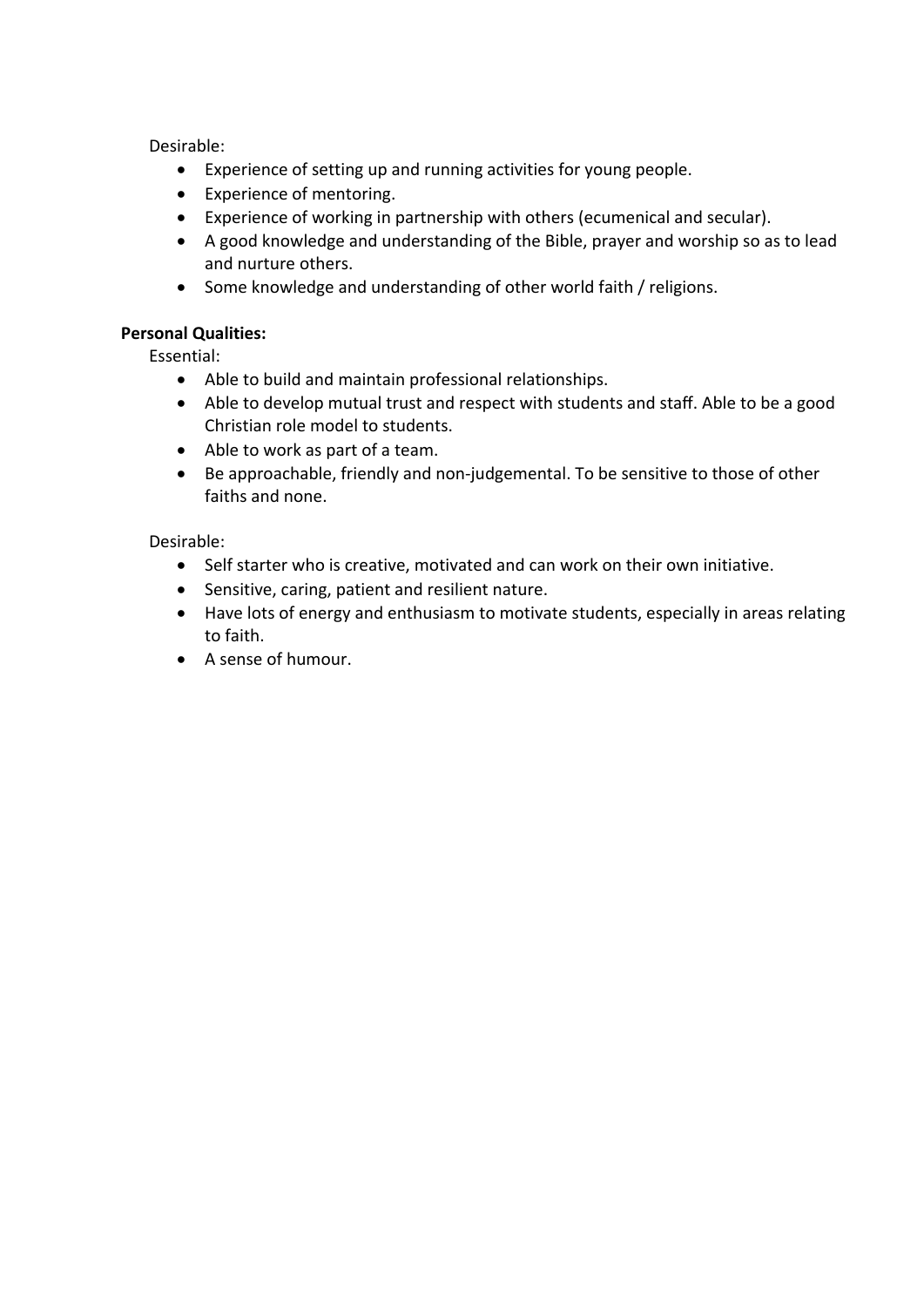Desirable:

- Experience of setting up and running activities for young people.
- Experience of mentoring.
- Experience of working in partnership with others (ecumenical and secular).
- A good knowledge and understanding of the Bible, prayer and worship so as to lead and nurture others.
- Some knowledge and understanding of other world faith / religions.

**Personal Qualities:**

Essential:

- Able to build and maintain professional relationships.
- Able to develop mutual trust and respect with students and staff. Able to be a good Christian role model to students.
- Able to work as part of a team.
- Be approachable, friendly and non-judgemental. To be sensitive to those of other faiths and none.

Desirable:

- Self starter who is creative, motivated and can work on their own initiative.
- Sensitive, caring, patient and resilient nature.
- Have lots of energy and enthusiasm to motivate students, especially in areas relating to faith.
- A sense of humour.